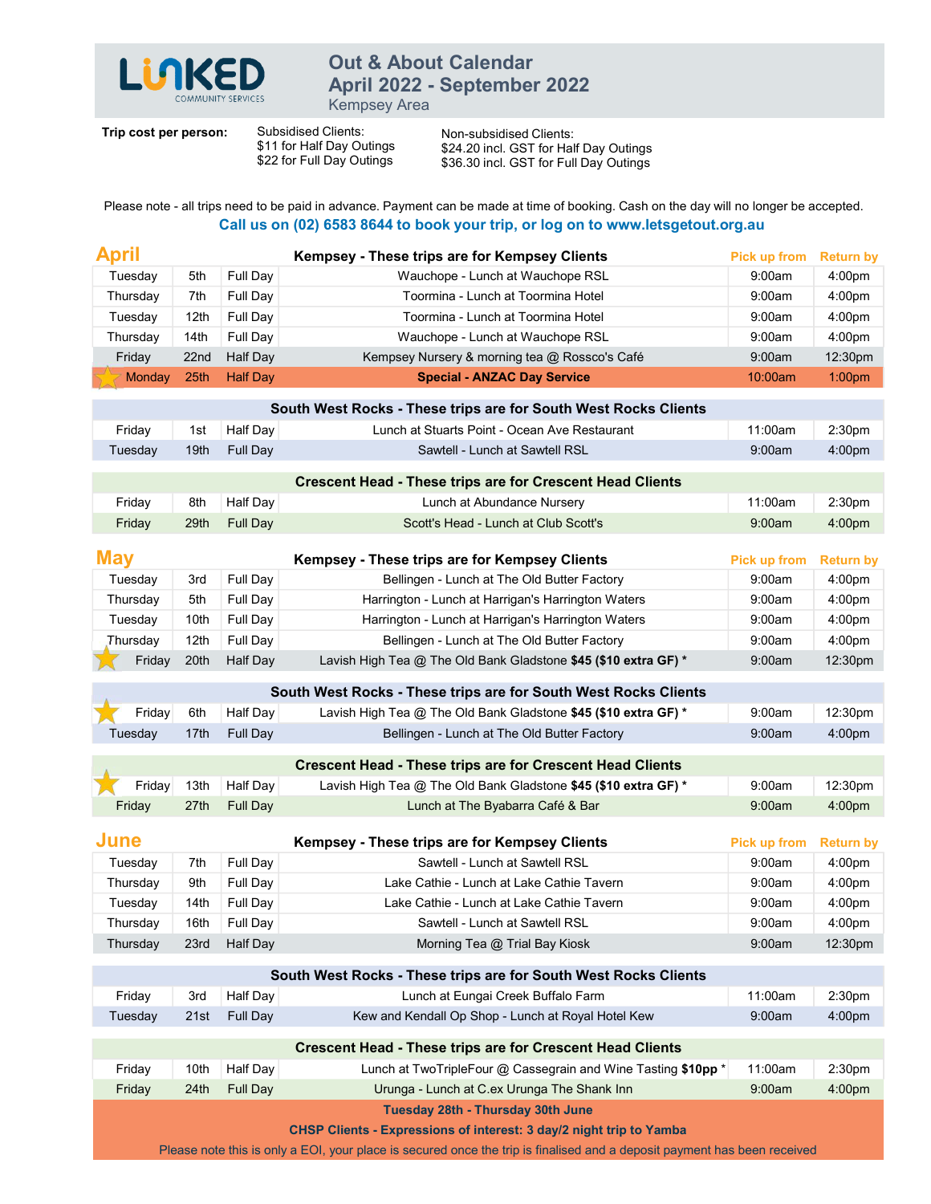# LINKED COMMUNITY SERVICES

## Out & About Calendar
## April 2022 - September 2022
Kempsey Area

**Trip cost per person:**

Subsidised Clients:
$11 for Half Day Outings
$22 for Full Day Outings

Non-subsidised Clients:
$24.20 incl. GST for Half Day Outings
$36.30 incl. GST for Full Day Outings

Please note - all trips need to be paid in advance. Payment can be made at time of booking. Cash on the day will no longer be accepted.

**Call us on (02) 6583 8644 to book your trip, or log on to www.letsgetout.org.au**

## April

| Day | Date | Duration | Kempsey - These trips are for Kempsey Clients | Pick up from | Return by |
|---|---|---|---|---|---|
| Tuesday | 5th | Full Day | Wauchope - Lunch at Wauchope RSL | 9:00am | 4:00pm |
| Thursday | 7th | Full Day | Toormina - Lunch at Toormina Hotel | 9:00am | 4:00pm |
| Tuesday | 12th | Full Day | Toormina - Lunch at Toormina Hotel | 9:00am | 4:00pm |
| Thursday | 14th | Full Day | Wauchope - Lunch at Wauchope RSL | 9:00am | 4:00pm |
| Friday | 22nd | Half Day | Kempsey Nursery & morning tea @ Rossco's Café | 9:00am | 12:30pm |
| ★ Monday | 25th | Half Day | **Special - ANZAC Day Service** | 10:00am | 1:00pm |

| Day | Date | Duration | South West Rocks - These trips are for South West Rocks Clients | Pick up from | Return by |
|---|---|---|---|---|---|
| Friday | 1st | Half Day | Lunch at Stuarts Point - Ocean Ave Restaurant | 11:00am | 2:30pm |
| Tuesday | 19th | Full Day | Sawtell - Lunch at Sawtell RSL | 9:00am | 4:00pm |

| Day | Date | Duration | Crescent Head - These trips are for Crescent Head Clients | Pick up from | Return by |
|---|---|---|---|---|---|
| Friday | 8th | Half Day | Lunch at Abundance Nursery | 11:00am | 2:30pm |
| Friday | 29th | Full Day | Scott's Head - Lunch at Club Scott's | 9:00am | 4:00pm |

## May

| Day | Date | Duration | Kempsey - These trips are for Kempsey Clients | Pick up from | Return by |
|---|---|---|---|---|---|
| Tuesday | 3rd | Full Day | Bellingen - Lunch at The Old Butter Factory | 9:00am | 4:00pm |
| Thursday | 5th | Full Day | Harrington - Lunch at Harrigan's Harrington Waters | 9:00am | 4:00pm |
| Tuesday | 10th | Full Day | Harrington - Lunch at Harrigan's Harrington Waters | 9:00am | 4:00pm |
| Thursday | 12th | Full Day | Bellingen - Lunch at The Old Butter Factory | 9:00am | 4:00pm |
| ★ Friday | 20th | Half Day | Lavish High Tea @ The Old Bank Gladstone **$45 ($10 extra GF)** * | 9:00am | 12:30pm |

| Day | Date | Duration | South West Rocks - These trips are for South West Rocks Clients | Pick up from | Return by |
|---|---|---|---|---|---|
| ★ Friday | 6th | Half Day | Lavish High Tea @ The Old Bank Gladstone **$45 ($10 extra GF)** * | 9:00am | 12:30pm |
| Tuesday | 17th | Full Day | Bellingen - Lunch at The Old Butter Factory | 9:00am | 4:00pm |

| Day | Date | Duration | Crescent Head - These trips are for Crescent Head Clients | Pick up from | Return by |
|---|---|---|---|---|---|
| ★ Friday | 13th | Half Day | Lavish High Tea @ The Old Bank Gladstone **$45 ($10 extra GF)** * | 9:00am | 12:30pm |
| Friday | 27th | Full Day | Lunch at The Byabarra Café & Bar | 9:00am | 4:00pm |

## June

| Day | Date | Duration | Kempsey - These trips are for Kempsey Clients | Pick up from | Return by |
|---|---|---|---|---|---|
| Tuesday | 7th | Full Day | Sawtell - Lunch at Sawtell RSL | 9:00am | 4:00pm |
| Thursday | 9th | Full Day | Lake Cathie - Lunch at Lake Cathie Tavern | 9:00am | 4:00pm |
| Tuesday | 14th | Full Day | Lake Cathie - Lunch at Lake Cathie Tavern | 9:00am | 4:00pm |
| Thursday | 16th | Full Day | Sawtell - Lunch at Sawtell RSL | 9:00am | 4:00pm |
| Thursday | 23rd | Half Day | Morning Tea @ Trial Bay Kiosk | 9:00am | 12:30pm |

| Day | Date | Duration | South West Rocks - These trips are for South West Rocks Clients | Pick up from | Return by |
|---|---|---|---|---|---|
| Friday | 3rd | Half Day | Lunch at Eungai Creek Buffalo Farm | 11:00am | 2:30pm |
| Tuesday | 21st | Full Day | Kew and Kendall Op Shop - Lunch at Royal Hotel Kew | 9:00am | 4:00pm |

| Day | Date | Duration | Crescent Head - These trips are for Crescent Head Clients | Pick up from | Return by |
|---|---|---|---|---|---|
| Friday | 10th | Half Day | Lunch at TwoTripleFour @ Cassegrain and Wine Tasting **$10pp** * | 11:00am | 2:30pm |
| Friday | 24th | Full Day | Urunga - Lunch at C.ex Urunga The Shank Inn | 9:00am | 4:00pm |

**Tuesday 28th - Thursday 30th June**

**CHSP Clients - Expressions of interest: 3 day/2 night trip to Yamba**

Please note this is only a EOI, your place is secured once the trip is finalised and a deposit payment has been received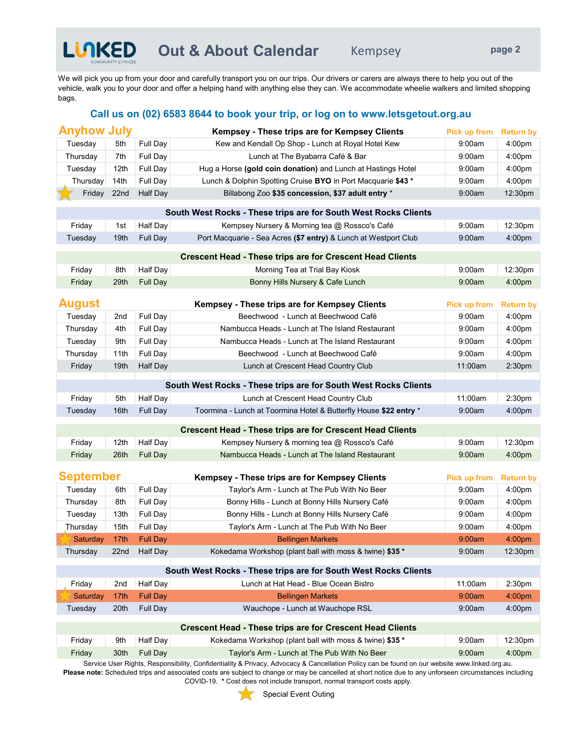# LINKED Community Services — Out & About Calendar — Kempsey

We will pick you up from your door and carefully transport you on our trips. Our drivers or carers are always there to help you out of the vehicle, walk you to your door and offer a helping hand with anything else they can. We accommodate wheelie walkers and limited shopping bags.

**Call us on (02) 6583 8644 to book your trip, or log on to www.letsgetout.org.au**

## Anyhow July

| | | | Kempsey - These trips are for Kempsey Clients | Pick up from | Return by |
|---|---|---|---|---|---|
| Tuesday | 5th | Full Day | Kew and Kendall Op Shop - Lunch at Royal Hotel Kew | 9:00am | 4:00pm |
| Thursday | 7th | Full Day | Lunch at The Byabarra Café & Bar | 9:00am | 4:00pm |
| Tuesday | 12th | Full Day | Hug a Horse **(gold coin donation)** and Lunch at Hastings Hotel | 9:00am | 4:00pm |
| Thursday | 14th | Full Day | Lunch & Dolphin Spotting Cruise **BYO** in Port Macquarie **$43** * | 9:00am | 4:00pm |
| ★ Friday | 22nd | Half Day | Billabong Zoo **$35 concession, $37 adult entry** * | 9:00am | 12:30pm |
| | | | **South West Rocks - These trips are for South West Rocks Clients** | | |
| Friday | 1st | Half Day | Kempsey Nursery & Morning tea @ Rossco's Café | 9:00am | 12:30pm |
| Tuesday | 19th | Full Day | Port Macquarie - Sea Acres **($7 entry)** & Lunch at Westport Club | 9:00am | 4:00pm |
| | | | **Crescent Head - These trips are for Crescent Head Clients** | | |
| Friday | 8th | Half Day | Morning Tea at Trial Bay Kiosk | 9:00am | 12:30pm |
| Friday | 29th | Full Day | Bonny Hills Nursery & Cafe Lunch | 9:00am | 4:00pm |

## August

| | | | Kempsey - These trips are for Kempsey Clients | Pick up from | Return by |
|---|---|---|---|---|---|
| Tuesday | 2nd | Full Day | Beechwood - Lunch at Beechwood Café | 9:00am | 4:00pm |
| Thursday | 4th | Full Day | Nambucca Heads - Lunch at The Island Restaurant | 9:00am | 4:00pm |
| Tuesday | 9th | Full Day | Nambucca Heads - Lunch at The Island Restaurant | 9:00am | 4:00pm |
| Thursday | 11th | Full Day | Beechwood - Lunch at Beechwood Café | 9:00am | 4:00pm |
| Friday | 19th | Half Day | Lunch at Crescent Head Country Club | 11:00am | 2:30pm |
| | | | **South West Rocks - These trips are for South West Rocks Clients** | | |
| Friday | 5th | Half Day | Lunch at Crescent Head Country Club | 11:00am | 2:30pm |
| Tuesday | 16th | Full Day | Toormina - Lunch at Toormina Hotel & Butterfly House **$22 entry** * | 9:00am | 4:00pm |
| | | | **Crescent Head - These trips are for Crescent Head Clients** | | |
| Friday | 12th | Half Day | Kempsey Nursery & morning tea @ Rossco's Café | 9:00am | 12:30pm |
| Friday | 26th | Full Day | Nambucca Heads - Lunch at The Island Restaurant | 9:00am | 4:00pm |

## September

| | | | Kempsey - These trips are for Kempsey Clients | Pick up from | Return by |
|---|---|---|---|---|---|
| Tuesday | 6th | Full Day | Taylor's Arm - Lunch at The Pub With No Beer | 9:00am | 4:00pm |
| Thursday | 8th | Full Day | Bonny Hills - Lunch at Bonny Hills Nursery Café | 9:00am | 4:00pm |
| Tuesday | 13th | Full Day | Bonny Hills - Lunch at Bonny Hills Nursery Café | 9:00am | 4:00pm |
| Thursday | 15th | Full Day | Taylor's Arm - Lunch at The Pub With No Beer | 9:00am | 4:00pm |
| ★ Saturday | 17th | Full Day | Bellingen Markets | 9:00am | 4:00pm |
| Thursday | 22nd | Half Day | Kokedama Workshop (plant ball with moss & twine) **$35** * | 9:00am | 12:30pm |
| | | | **South West Rocks - These trips are for South West Rocks Clients** | | |
| Friday | 2nd | Half Day | Lunch at Hat Head - Blue Ocean Bistro | 11:00am | 2:30pm |
| ★ Saturday | 17th | Full Day | Bellingen Markets | 9:00am | 4:00pm |
| Tuesday | 20th | Full Day | Wauchope - Lunch at Wauchope RSL | 9:00am | 4:00pm |
| | | | **Crescent Head - These trips are for Crescent Head Clients** | | |
| Friday | 9th | Half Day | Kokedama Workshop (plant ball with moss & twine) **$35** * | 9:00am | 12:30pm |
| Friday | 30th | Full Day | Taylor's Arm - Lunch at The Pub With No Beer | 9:00am | 4:00pm |

Service User Rights, Responsibility, Confidentiality & Privacy, Advocacy & Cancellation Policy can be found on our website www.linked.org.au.

**Please note:** Scheduled trips and associated costs are subject to change or may be cancelled at short notice due to any unforseen circumstances including COVID-19. * Cost does not include transport, normal transport costs apply.

★ Special Event Outing